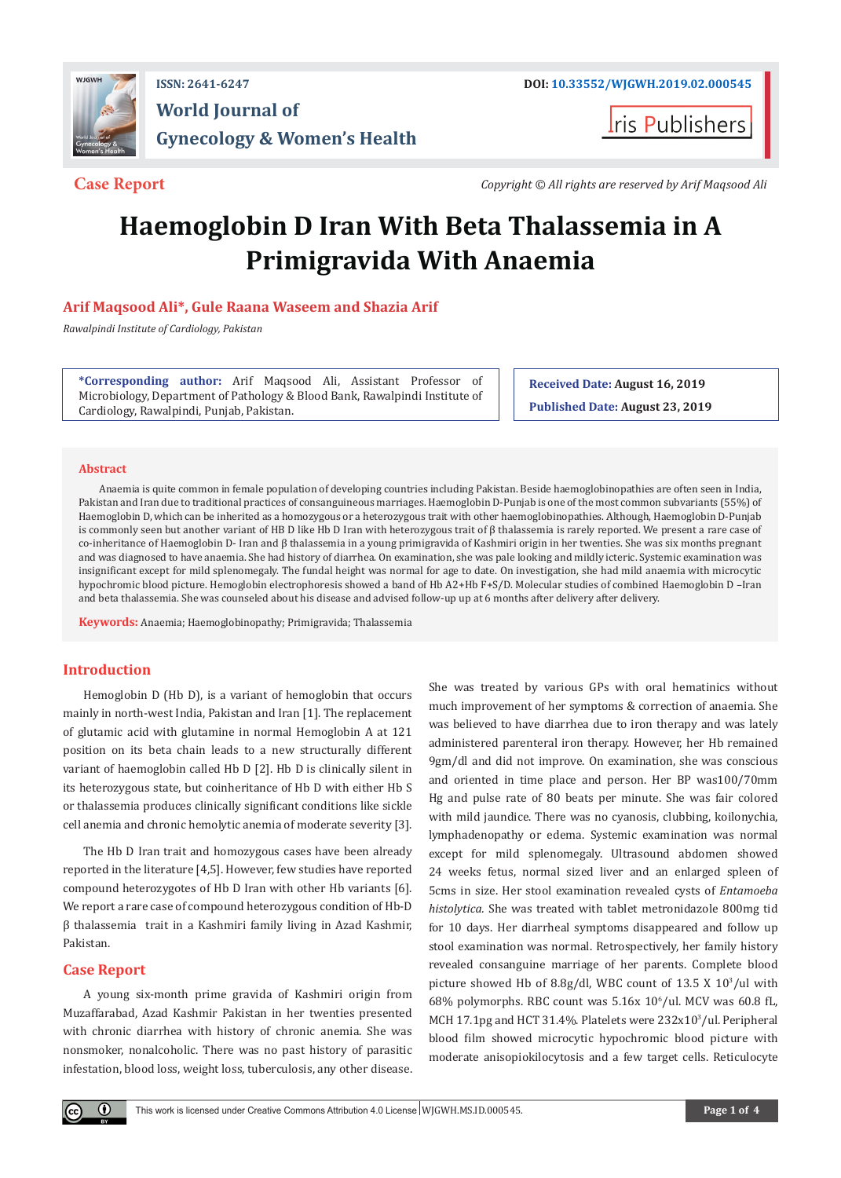Case Report

Copyright © All rights are reserved by Arif Maqsood Ali

# Haemoglobin D Iran With Beta Thalassemia in A Primigravida With Anaemia

**Arif Maqsood Ali\*, Gule Raana Waseem and Shazia Arif**

*Rawalpindi Institute of Cardiology, Pakistan*

**\*Corresponding author:** Arif Maqsood Ali, Assistant Professor of Microbiology, Department of Pathology & Blood Bank, Rawalpindi Institute of Cardiology, Rawalpindi, Punjab, Pakistan.

**Received Date:** August 16, 2019

**Published Date:** August 23, 2019

## Abstract

Anaemia is quite common in female population of developing countries including Pakistan. Beside haemoglobinopathies are often seen in India, Pakistan and Iran due to traditional practices of consanguineous marriages. Haemoglobin D-Punjab is one of the most common subvariants (55%) of Haemoglobin D, which can be inherited as a homozygous or a heterozygous trait with other haemoglobinopathies. Although, Haemoglobin D-Punjab is commonly seen but another variant of HB D like Hb D Iran with heterozygous trait of β thalassemia is rarely reported. We present a rare case of co-inheritance of Haemoglobin D- Iran and β thalassemia in a young primigravida of Kashmiri origin in her twenties. She was six months pregnant and was diagnosed to have anaemia. She had history of diarrhea. On examination, she was pale looking and mildly icteric. Systemic examination was insignificant except for mild splenomegaly. The fundal height was normal for age to date. On investigation, she had mild anaemia with microcytic hypochromic blood picture. Hemoglobin electrophoresis showed a band of Hb A2+Hb F+S/D. Molecular studies of combined Haemoglobin D –Iran and beta thalassemia. She was counseled about his disease and advised follow-up up at 6 months after delivery after delivery.

**Keywords:** Anaemia; Haemoglobinopathy; Primigravida; Thalassemia

## Introduction

Hemoglobin D (Hb D), is a variant of hemoglobin that occurs mainly in north-west India, Pakistan and Iran [1]. The replacement of glutamic acid with glutamine in normal Hemoglobin A at 121 position on its beta chain leads to a new structurally different variant of haemoglobin called Hb D [2]. Hb D is clinically silent in its heterozygous state, but coinheritance of Hb D with either Hb S or thalassemia produces clinically significant conditions like sickle cell anemia and chronic hemolytic anemia of moderate severity [3].

The Hb D Iran trait and homozygous cases have been already reported in the literature [4,5]. However, few studies have reported compound heterozygotes of Hb D Iran with other Hb variants [6]. We report a rare case of compound heterozygous condition of Hb-D β thalassemia trait in a Kashmiri family living in Azad Kashmir, Pakistan.

## Case Report

A young six-month prime gravida of Kashmiri origin from Muzaffarabad, Azad Kashmir Pakistan in her twenties presented with chronic diarrhea with history of chronic anemia. She was nonsmoker, nonalcoholic. There was no past history of parasitic infestation, blood loss, weight loss, tuberculosis, any other disease. She was treated by various GPs with oral hematinics without much improvement of her symptoms & correction of anaemia. She was believed to have diarrhea due to iron therapy and was lately administered parenteral iron therapy. However, her Hb remained 9gm/dl and did not improve. On examination, she was conscious and oriented in time place and person. Her BP was100/70mm Hg and pulse rate of 80 beats per minute. She was fair colored with mild jaundice. There was no cyanosis, clubbing, koilonychia, lymphadenopathy or edema. Systemic examination was normal except for mild splenomegaly. Ultrasound abdomen showed 24 weeks fetus, normal sized liver and an enlarged spleen of 5cms in size. Her stool examination revealed cysts of *Entamoeba histolytica*. She was treated with tablet metronidazole 800mg tid for 10 days. Her diarrheal symptoms disappeared and follow up stool examination was normal. Retrospectively, her family history revealed consanguine marriage of her parents. Complete blood picture showed Hb of 8.8g/dl, WBC count of 13.5 X $10^3$/ul with 68% polymorphs. RBC count was 5.16x $10^6$/ul. MCV was 60.8 fL, MCH 17.1pg and HCT 31.4%. Platelets were 232x$10^3$/ul. Peripheral blood film showed microcytic hypochromic blood picture with moderate anisopiokilocytosis and a few target cells. Reticulocyte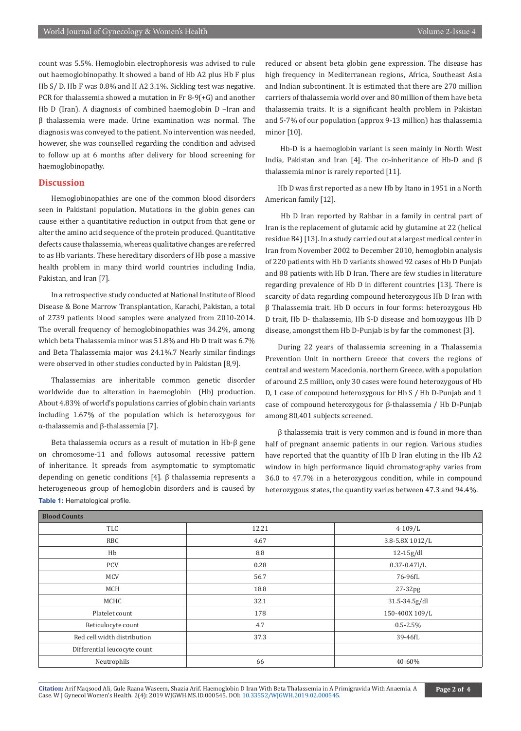count was 5.5%. Hemoglobin electrophoresis was advised to rule out haemoglobinopathy. It showed a band of Hb A2 plus Hb F plus Hb S/ D. Hb F was 0.8% and H A2 3.1%. Sickling test was negative. PCR for thalassemia showed a mutation in Fr 8-9(+G) and another Hb D (Iran). A diagnosis of combined haemoglobin D –Iran and β thalassemia were made. Urine examination was normal. The diagnosis was conveyed to the patient. No intervention was needed, however, she was counselled regarding the condition and advised to follow up at 6 months after delivery for blood screening for haemoglobinopathy.

## Discussion

Hemoglobinopathies are one of the common blood disorders seen in Pakistani population. Mutations in the globin genes can cause either a quantitative reduction in output from that gene or alter the amino acid sequence of the protein produced. Quantitative defects cause thalassemia, whereas qualitative changes are referred to as Hb variants. These hereditary disorders of Hb pose a massive health problem in many third world countries including India, Pakistan, and Iran [7].

In a retrospective study conducted at National Institute of Blood Disease & Bone Marrow Transplantation, Karachi, Pakistan, a total of 2739 patients blood samples were analyzed from 2010-2014. The overall frequency of hemoglobinopathies was 34.2%, among which beta Thalassemia minor was 51.8% and Hb D trait was 6.7% and Beta Thalassemia major was 24.1%.7 Nearly similar findings were observed in other studies conducted by in Pakistan [8,9].

Thalassemias are inheritable common genetic disorder worldwide due to alteration in haemoglobin (Hb) production. About 4.83% of world's populations carries of globin chain variants including 1.67% of the population which is heterozygous for α-thalassemia and β-thalassemia [7].

Beta thalassemia occurs as a result of mutation in Hb-β gene on chromosome-11 and follows autosomal recessive pattern of inheritance. It spreads from asymptomatic to symptomatic depending on genetic conditions [4]. β thalassemia represents a heterogeneous group of hemoglobin disorders and is caused by reduced or absent beta globin gene expression. The disease has high frequency in Mediterranean regions, Africa, Southeast Asia and Indian subcontinent. It is estimated that there are 270 million carriers of thalassemia world over and 80 million of them have beta thalassemia traits. It is a significant health problem in Pakistan and 5-7% of our population (approx 9-13 million) has thalassemia minor [10].

Hb-D is a haemoglobin variant is seen mainly in North West India, Pakistan and Iran [4]. The co-inheritance of Hb-D and β thalassemia minor is rarely reported [11].

Hb D was first reported as a new Hb by Itano in 1951 in a North American family [12].

Hb D Iran reported by Rahbar in a family in central part of Iran is the replacement of glutamic acid by glutamine at 22 (helical residue B4) [13]. In a study carried out at a largest medical center in Iran from November 2002 to December 2010, hemoglobin analysis of 220 patients with Hb D variants showed 92 cases of Hb D Punjab and 88 patients with Hb D Iran. There are few studies in literature regarding prevalence of Hb D in different countries [13]. There is scarcity of data regarding compound heterozygous Hb D Iran with β Thalassemia trait. Hb D occurs in four forms: heterozygous Hb D trait, Hb D- thalassemia, Hb S-D disease and homozygous Hb D disease, amongst them Hb D-Punjab is by far the commonest [3].

During 22 years of thalassemia screening in a Thalassemia Prevention Unit in northern Greece that covers the regions of central and western Macedonia, northern Greece, with a population of around 2.5 million, only 30 cases were found heterozygous of Hb D, 1 case of compound heterozygous for Hb S / Hb D-Punjab and 1 case of compound heterozygous for β-thalassemia / Hb D-Punjab among 80,401 subjects screened.

β thalassemia trait is very common and is found in more than half of pregnant anaemic patients in our region. Various studies have reported that the quantity of Hb D Iran eluting in the Hb A2 window in high performance liquid chromatography varies from 36.0 to 47.7% in a heterozygous condition, while in compound heterozygous states, the quantity varies between 47.3 and 94.4%.

**Table 1:** Hematological profile.

| Blood Counts | | |
|---|---|---|
| TLC | 12.21 | 4-109/L |
| RBC | 4.67 | 3.8-5.8X 1012/L |
| Hb | 8.8 | 12-15g/dl |
| PCV | 0.28 | 0.37-0.47l/L |
| MCV | 56.7 | 76-96fL |
| MCH | 18.8 | 27-32pg |
| MCHC | 32.1 | 31.5-34.5g/dl |
| Platelet count | 178 | 150-400X 109/L |
| Reticulocyte count | 4.7 | 0.5-2.5% |
| Red cell width distribution | 37.3 | 39-46fL |
| Differential leucocyte count | | |
| Neutrophils | 66 | 40-60% |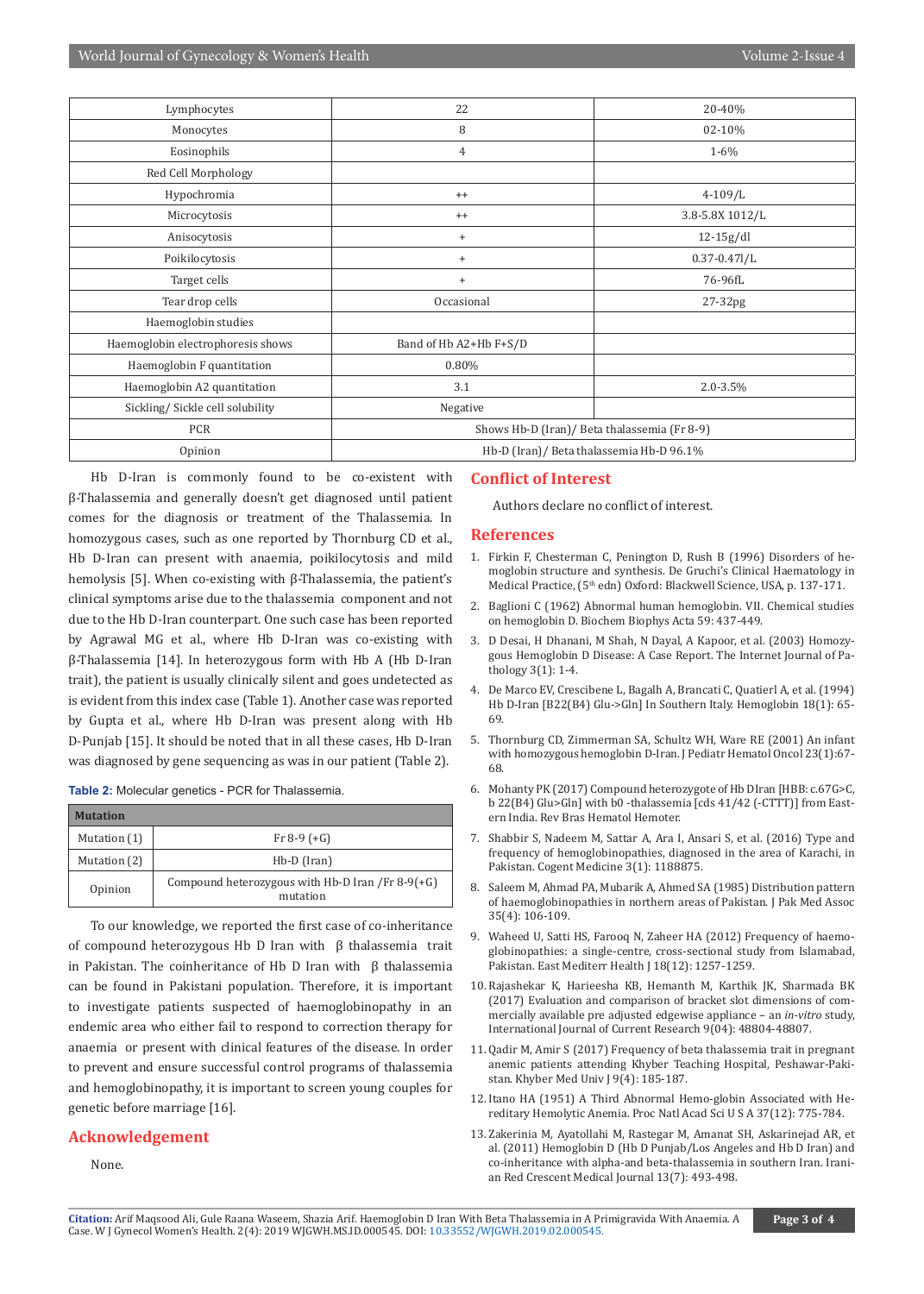| Lymphocytes | 22 | 20-40% |
|---|---|---|
| Monocytes | 8 | 02-10% |
| Eosinophils | 4 | 1-6% |
| Red Cell Morphology | | |
| Hypochromia | ++ | 4-109/L |
| Microcytosis | ++ | 3.8-5.8X 1012/L |
| Anisocytosis | + | 12-15g/dl |
| Poikilocytosis | + | 0.37-0.47l/L |
| Target cells | + | 76-96fL |
| Tear drop cells | Occasional | 27-32pg |
| Haemoglobin studies | | |
| Haemoglobin electrophoresis shows | Band of Hb A2+Hb F+S/D | |
| Haemoglobin F quantitation | 0.80% | |
| Haemoglobin A2 quantitation | 3.1 | 2.0-3.5% |
| Sickling/ Sickle cell solubility | Negative | |
| PCR | Shows Hb-D (Iran)/ Beta thalassemia (Fr 8-9) | |
| Opinion | Hb-D (Iran)/ Beta thalassemia Hb-D 96.1% | |

Hb D-Iran is commonly found to be co-existent with β-Thalassemia and generally doesn't get diagnosed until patient comes for the diagnosis or treatment of the Thalassemia. In homozygous cases, such as one reported by Thornburg CD et al., Hb D-Iran can present with anaemia, poikilocytosis and mild hemolysis [5]. When co-existing with β-Thalassemia, the patient's clinical symptoms arise due to the thalassemia component and not due to the Hb D-Iran counterpart. One such case has been reported by Agrawal MG et al., where Hb D-Iran was co-existing with β-Thalassemia [14]. In heterozygous form with Hb A (Hb D-Iran trait), the patient is usually clinically silent and goes undetected as is evident from this index case (Table 1). Another case was reported by Gupta et al., where Hb D-Iran was present along with Hb D-Punjab [15]. It should be noted that in all these cases, Hb D-Iran was diagnosed by gene sequencing as was in our patient (Table 2).

**Table 2:** Molecular genetics - PCR for Thalassemia.

| Mutation | |
|---|---|
| Mutation (1) | Fr 8-9 (+G) |
| Mutation (2) | Hb-D (Iran) |
| Opinion | Compound heterozygous with Hb-D Iran /Fr 8-9(+G) mutation |

To our knowledge, we reported the first case of co-inheritance of compound heterozygous Hb D Iran with β thalassemia trait in Pakistan. The coinheritance of Hb D Iran with β thalassemia can be found in Pakistani population. Therefore, it is important to investigate patients suspected of haemoglobinopathy in an endemic area who either fail to respond to correction therapy for anaemia or present with clinical features of the disease. In order to prevent and ensure successful control programs of thalassemia and hemoglobinopathy, it is important to screen young couples for genetic before marriage [16].

## Acknowledgement

None.

## Conflict of Interest

Authors declare no conflict of interest.

## References

1. Firkin F, Chesterman C, Penington D, Rush B (1996) Disorders of hemoglobin structure and synthesis. De Gruchi's Clinical Haematology in Medical Practice, (5th edn) Oxford: Blackwell Science, USA, p. 137-171.
2. Baglioni C (1962) Abnormal human hemoglobin. VII. Chemical studies on hemoglobin D. Biochem Biophys Acta 59: 437-449.
3. D Desai, H Dhanani, M Shah, N Dayal, A Kapoor, et al. (2003) Homozygous Hemoglobin D Disease: A Case Report. The Internet Journal of Pathology 3(1): 1-4.
4. De Marco EV, Crescibene L, Bagalh A, Brancati C, Quatierl A, et al. (1994) Hb D-Iran [B22(B4) Glu->Gln] In Southern Italy. Hemoglobin 18(1): 65-69.
5. Thornburg CD, Zimmerman SA, Schultz WH, Ware RE (2001) An infant with homozygous hemoglobin D-Iran. J Pediatr Hematol Oncol 23(1):67-68.
6. Mohanty PK (2017) Compound heterozygote of Hb DIran [HBB: c.67G>C, b 22(B4) Glu>Gln] with b0 -thalassemia [cds 41/42 (-CTTT)] from Eastern India. Rev Bras Hematol Hemoter.
7. Shabbir S, Nadeem M, Sattar A, Ara I, Ansari S, et al. (2016) Type and frequency of hemoglobinopathies, diagnosed in the area of Karachi, in Pakistan. Cogent Medicine 3(1): 1188875.
8. Saleem M, Ahmad PA, Mubarik A, Ahmed SA (1985) Distribution pattern of haemoglobinopathies in northern areas of Pakistan. J Pak Med Assoc 35(4): 106-109.
9. Waheed U, Satti HS, Farooq N, Zaheer HA (2012) Frequency of haemoglobinopathies: a single-centre, cross-sectional study from Islamabad, Pakistan. East Mediterr Health J 18(12): 1257-1259.
10. Rajashekar K, Harieesha KB, Hemanth M, Karthik JK, Sharmada BK (2017) Evaluation and comparison of bracket slot dimensions of commercially available pre adjusted edgewise appliance – an *in-vitro* study, International Journal of Current Research 9(04): 48804-48807.
11. Qadir M, Amir S (2017) Frequency of beta thalassemia trait in pregnant anemic patients attending Khyber Teaching Hospital, Peshawar-Pakistan. Khyber Med Univ J 9(4): 185-187.
12. Itano HA (1951) A Third Abnormal Hemo-globin Associated with Hereditary Hemolytic Anemia. Proc Natl Acad Sci U S A 37(12): 775-784.
13. Zakerinia M, Ayatollahi M, Rastegar M, Amanat SH, Askarinejad AR, et al. (2011) Hemoglobin D (Hb D Punjab/Los Angeles and Hb D Iran) and co-inheritance with alpha-and beta-thalassemia in southern Iran. Iranian Red Crescent Medical Journal 13(7): 493-498.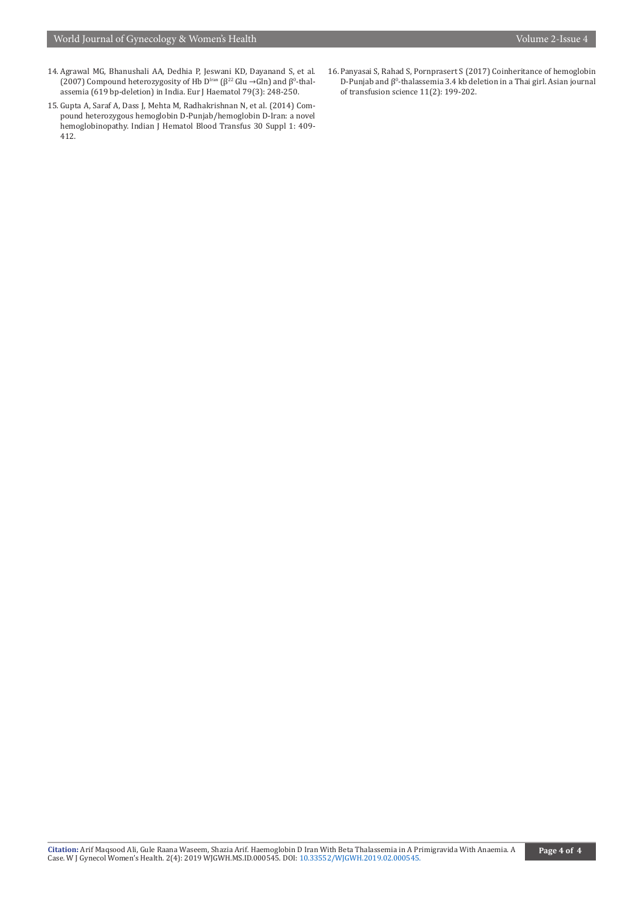14. Agrawal MG, Bhanushali AA, Dedhia P, Jeswani KD, Dayanand S, et al. (2007) Compound heterozygosity of Hb $D^{Iran}$ ($\beta^{22}$ Glu →Gln) and $\beta^{0}$-thalassemia (619 bp-deletion) in India. Eur J Haematol 79(3): 248-250.
15. Gupta A, Saraf A, Dass J, Mehta M, Radhakrishnan N, et al. (2014) Compound heterozygous hemoglobin D-Punjab/hemoglobin D-Iran: a novel hemoglobinopathy. Indian J Hematol Blood Transfus 30 Suppl 1: 409-412.
16. Panyasai S, Rahad S, Pornprasert S (2017) Coinheritance of hemoglobin D-Punjab and $\beta^{0}$-thalassemia 3.4 kb deletion in a Thai girl. Asian journal of transfusion science 11(2): 199-202.